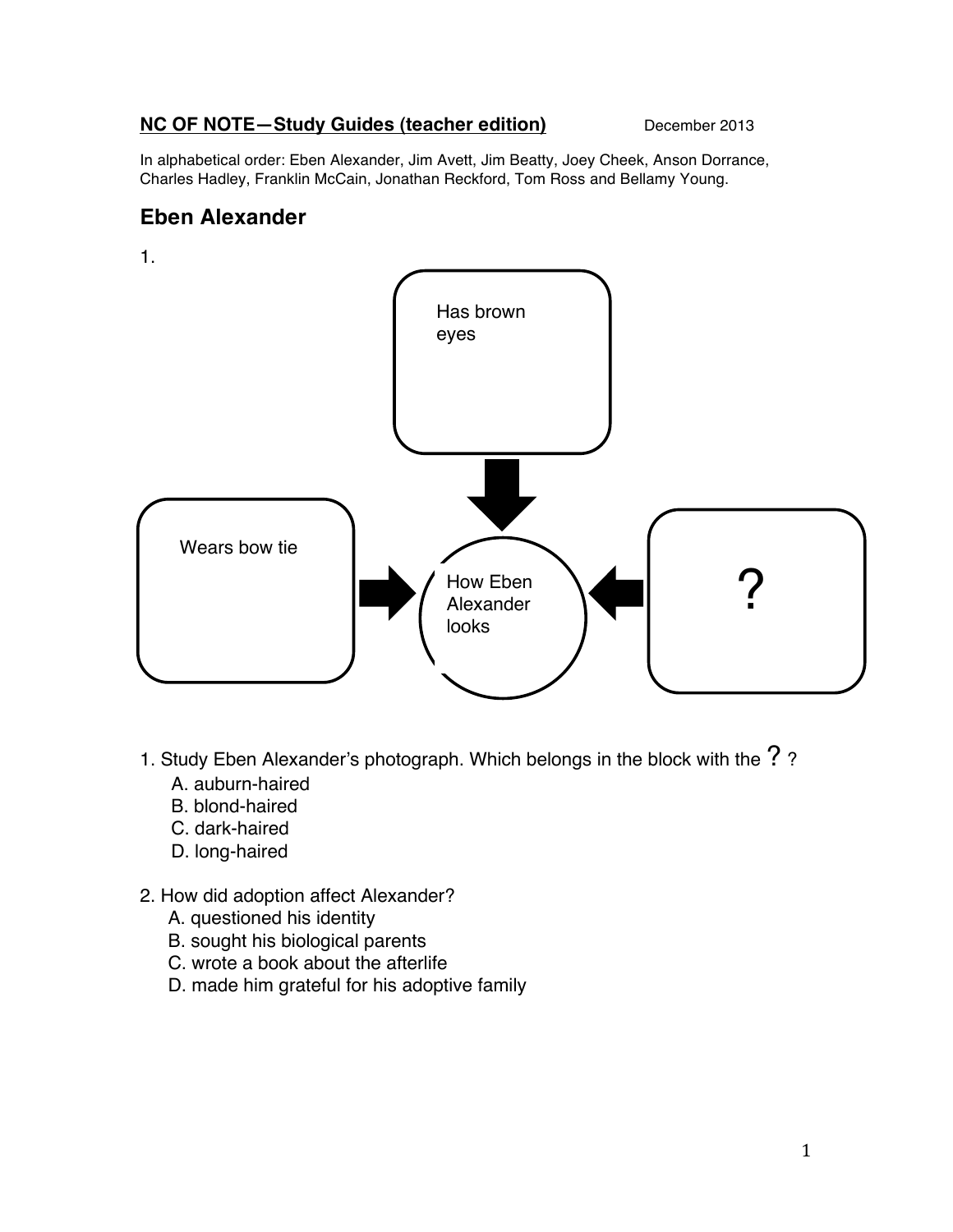**NC OF NOTE—Study Guides (teacher edition)** December 2013

In alphabetical order: Eben Alexander, Jim Avett, Jim Beatty, Joey Cheek, Anson Dorrance, Charles Hadley, Franklin McCain, Jonathan Reckford, Tom Ross and Bellamy Young.

## Eben Alexander

1.

Has brown eyes

Wears bow tie

How Eben Alexander looks

?

1. Study Eben Alexander's photograph. Which belongs in the block with the ? ?
   A. auburn-haired
   B. blond-haired
   C. dark-haired
   D. long-haired

2. How did adoption affect Alexander?
   A. questioned his identity
   B. sought his biological parents
   C. wrote a book about the afterlife
   D. made him grateful for his adoptive family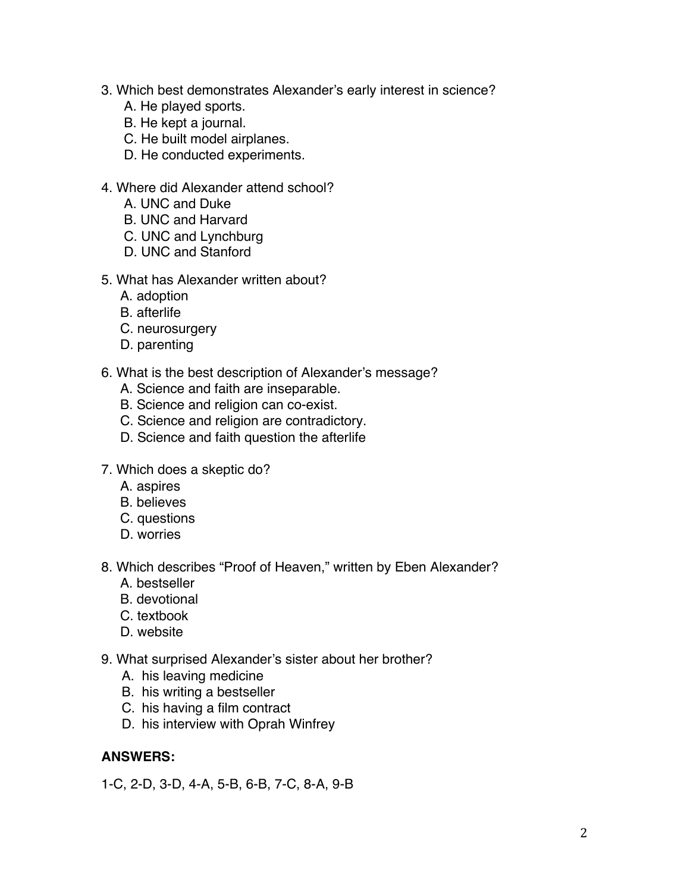3. Which best demonstrates Alexander's early interest in science?
   A. He played sports.
   B. He kept a journal.
   C. He built model airplanes.
   D. He conducted experiments.

4. Where did Alexander attend school?
   A. UNC and Duke
   B. UNC and Harvard
   C. UNC and Lynchburg
   D. UNC and Stanford

5. What has Alexander written about?
   A. adoption
   B. afterlife
   C. neurosurgery
   D. parenting

6. What is the best description of Alexander's message?
   A. Science and faith are inseparable.
   B. Science and religion can co-exist.
   C. Science and religion are contradictory.
   D. Science and faith question the afterlife

7. Which does a skeptic do?
   A. aspires
   B. believes
   C. questions
   D. worries

8. Which describes "Proof of Heaven," written by Eben Alexander?
   A. bestseller
   B. devotional
   C. textbook
   D. website

9. What surprised Alexander's sister about her brother?
   A. his leaving medicine
   B. his writing a bestseller
   C. his having a film contract
   D. his interview with Oprah Winfrey

**ANSWERS:**

1-C, 2-D, 3-D, 4-A, 5-B, 6-B, 7-C, 8-A, 9-B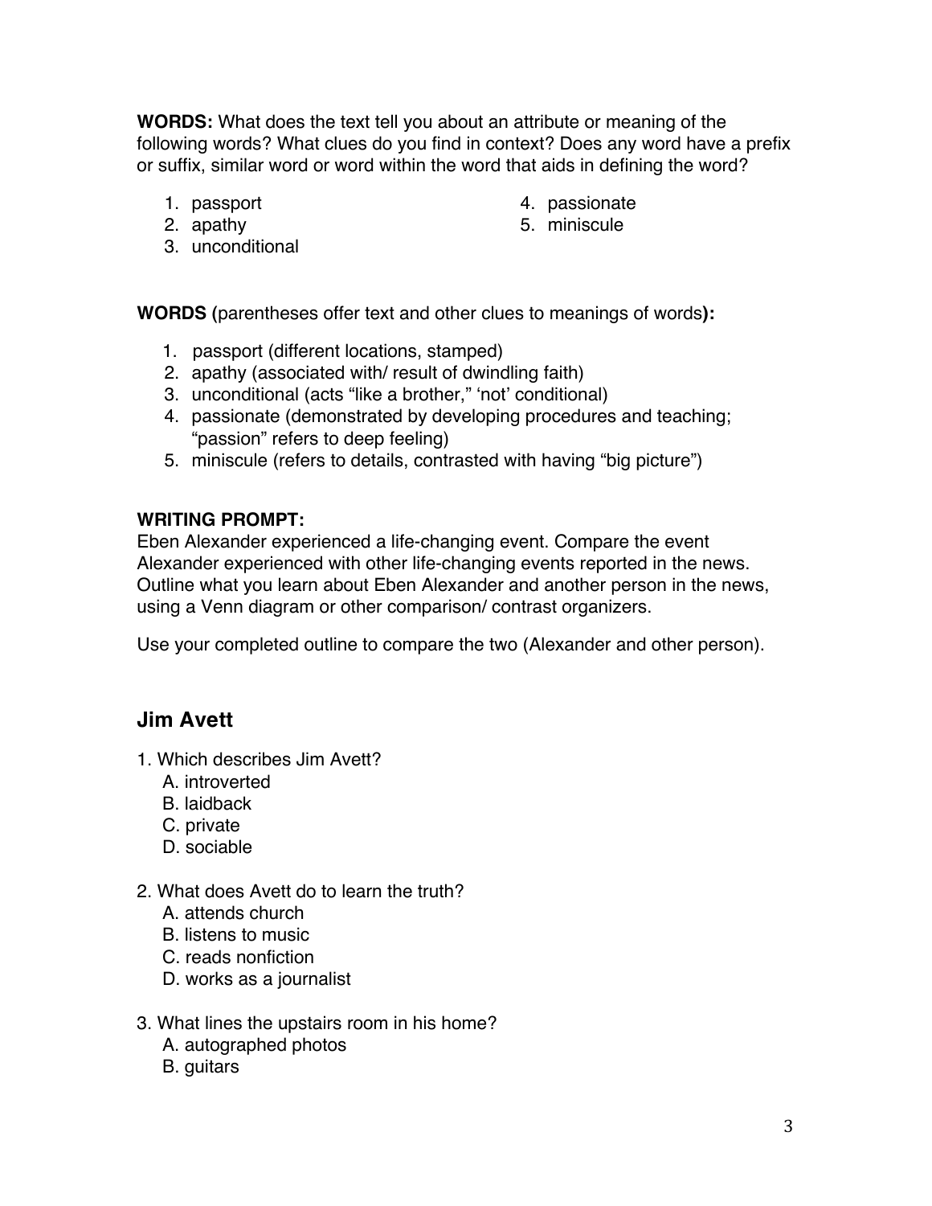**WORDS:** What does the text tell you about an attribute or meaning of the following words? What clues do you find in context? Does any word have a prefix or suffix, similar word or word within the word that aids in defining the word?

1. passport
2. apathy
3. unconditional
4. passionate
5. miniscule

**WORDS (**parentheses offer text and other clues to meanings of words**):**

1. passport (different locations, stamped)
2. apathy (associated with/ result of dwindling faith)
3. unconditional (acts "like a brother," 'not' conditional)
4. passionate (demonstrated by developing procedures and teaching; "passion" refers to deep feeling)
5. miniscule (refers to details, contrasted with having "big picture")

**WRITING PROMPT:**
Eben Alexander experienced a life-changing event. Compare the event Alexander experienced with other life-changing events reported in the news. Outline what you learn about Eben Alexander and another person in the news, using a Venn diagram or other comparison/ contrast organizers.

Use your completed outline to compare the two (Alexander and other person).

## Jim Avett

1. Which describes Jim Avett?
   A. introverted
   B. laidback
   C. private
   D. sociable

2. What does Avett do to learn the truth?
   A. attends church
   B. listens to music
   C. reads nonfiction
   D. works as a journalist

3. What lines the upstairs room in his home?
   A. autographed photos
   B. guitars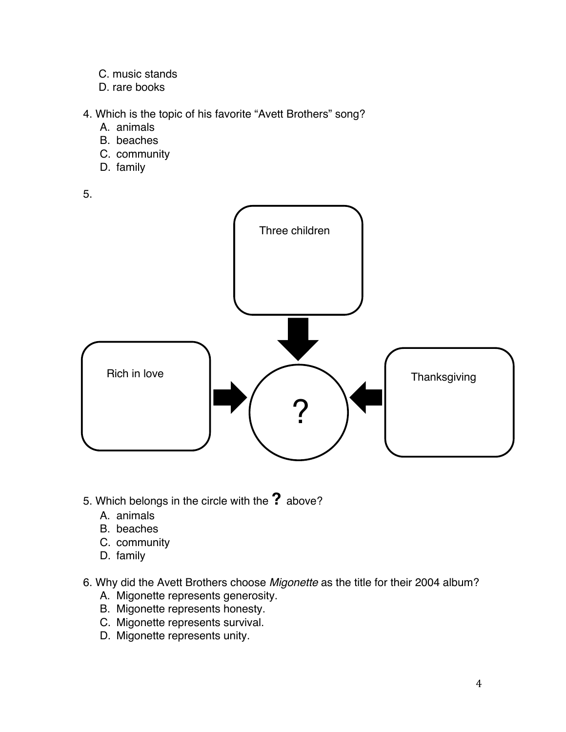C. music stands
   D. rare books

4. Which is the topic of his favorite "Avett Brothers" song?
   A. animals
   B. beaches
   C. community
   D. family

5.

Three children

Rich in love

?

Thanksgiving

5. Which belongs in the circle with the **?** above?
   A. animals
   B. beaches
   C. community
   D. family

6. Why did the Avett Brothers choose *Migonette* as the title for their 2004 album?
   A. Migonette represents generosity.
   B. Migonette represents honesty.
   C. Migonette represents survival.
   D. Migonette represents unity.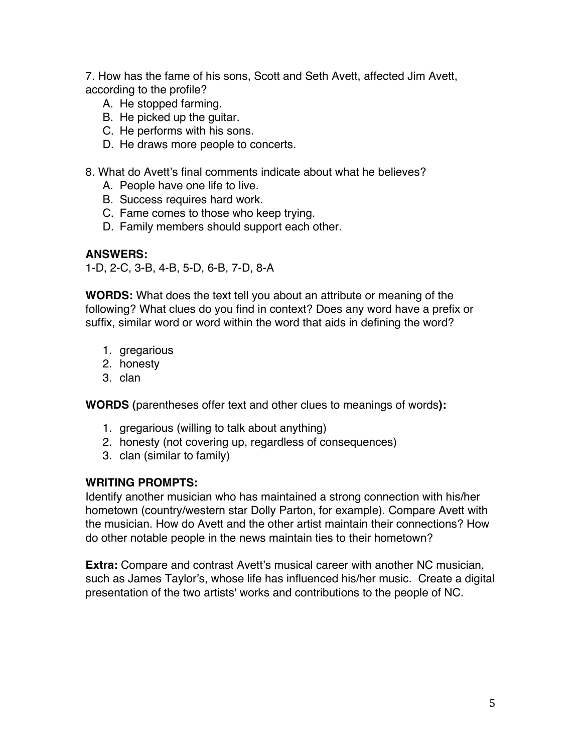7. How has the fame of his sons, Scott and Seth Avett, affected Jim Avett, according to the profile?

   A. He stopped farming.
   B. He picked up the guitar.
   C. He performs with his sons.
   D. He draws more people to concerts.

8. What do Avett's final comments indicate about what he believes?

   A. People have one life to live.
   B. Success requires hard work.
   C. Fame comes to those who keep trying.
   D. Family members should support each other.

**ANSWERS:**
1-D, 2-C, 3-B, 4-B, 5-D, 6-B, 7-D, 8-A

**WORDS:** What does the text tell you about an attribute or meaning of the following? What clues do you find in context? Does any word have a prefix or suffix, similar word or word within the word that aids in defining the word?

1. gregarious
2. honesty
3. clan

**WORDS (**parentheses offer text and other clues to meanings of words**):**

1. gregarious (willing to talk about anything)
2. honesty (not covering up, regardless of consequences)
3. clan (similar to family)

**WRITING PROMPTS:**
Identify another musician who has maintained a strong connection with his/her hometown (country/western star Dolly Parton, for example). Compare Avett with the musician. How do Avett and the other artist maintain their connections? How do other notable people in the news maintain ties to their hometown?

**Extra:** Compare and contrast Avett's musical career with another NC musician, such as James Taylor's, whose life has influenced his/her music. Create a digital presentation of the two artists' works and contributions to the people of NC.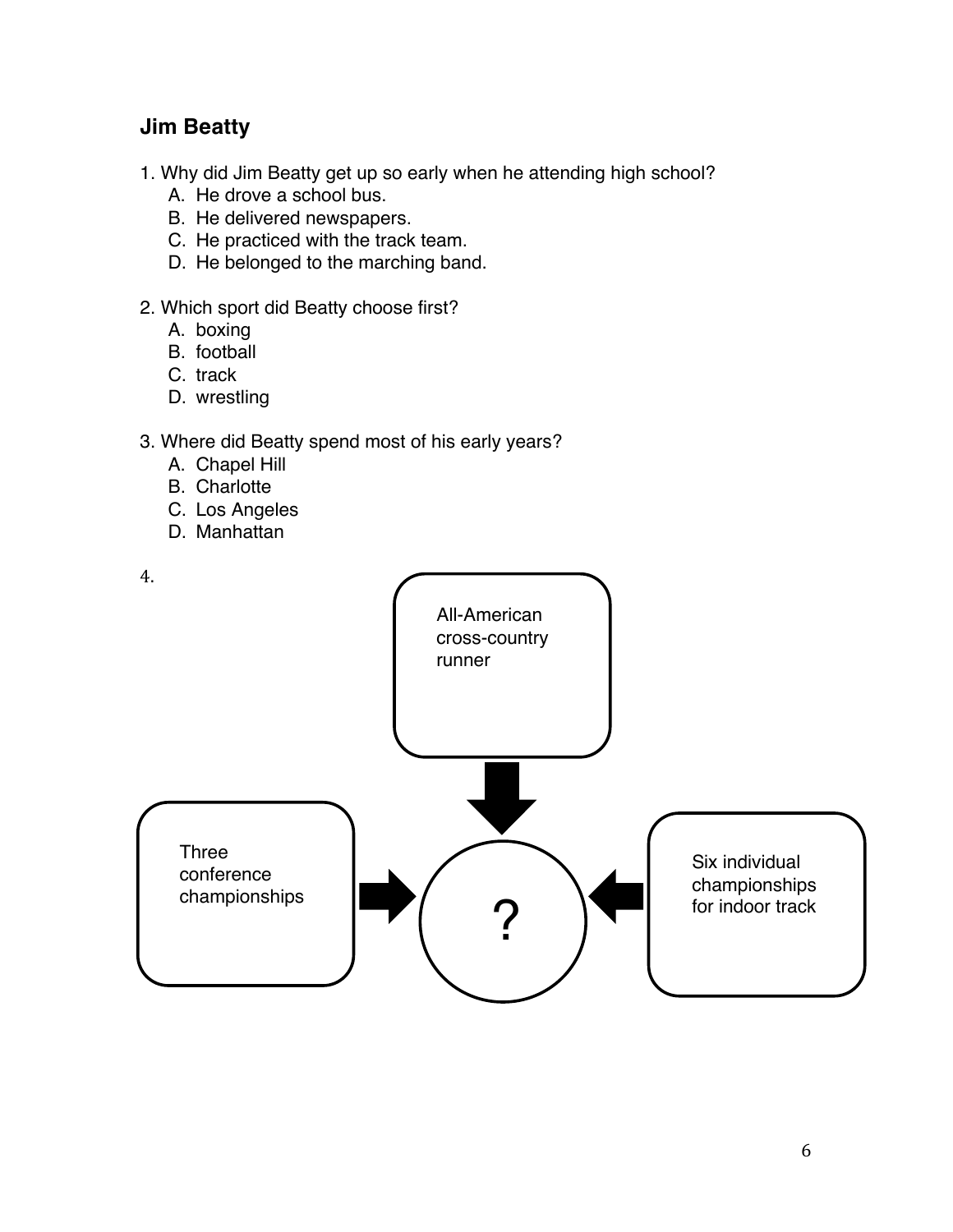## Jim Beatty

1. Why did Jim Beatty get up so early when he attending high school?
   A. He drove a school bus.
   B. He delivered newspapers.
   C. He practiced with the track team.
   D. He belonged to the marching band.

2. Which sport did Beatty choose first?
   A. boxing
   B. football
   C. track
   D. wrestling

3. Where did Beatty spend most of his early years?
   A. Chapel Hill
   B. Charlotte
   C. Los Angeles
   D. Manhattan

4.

All-American cross-country runner

Three conference championships

?

Six individual championships for indoor track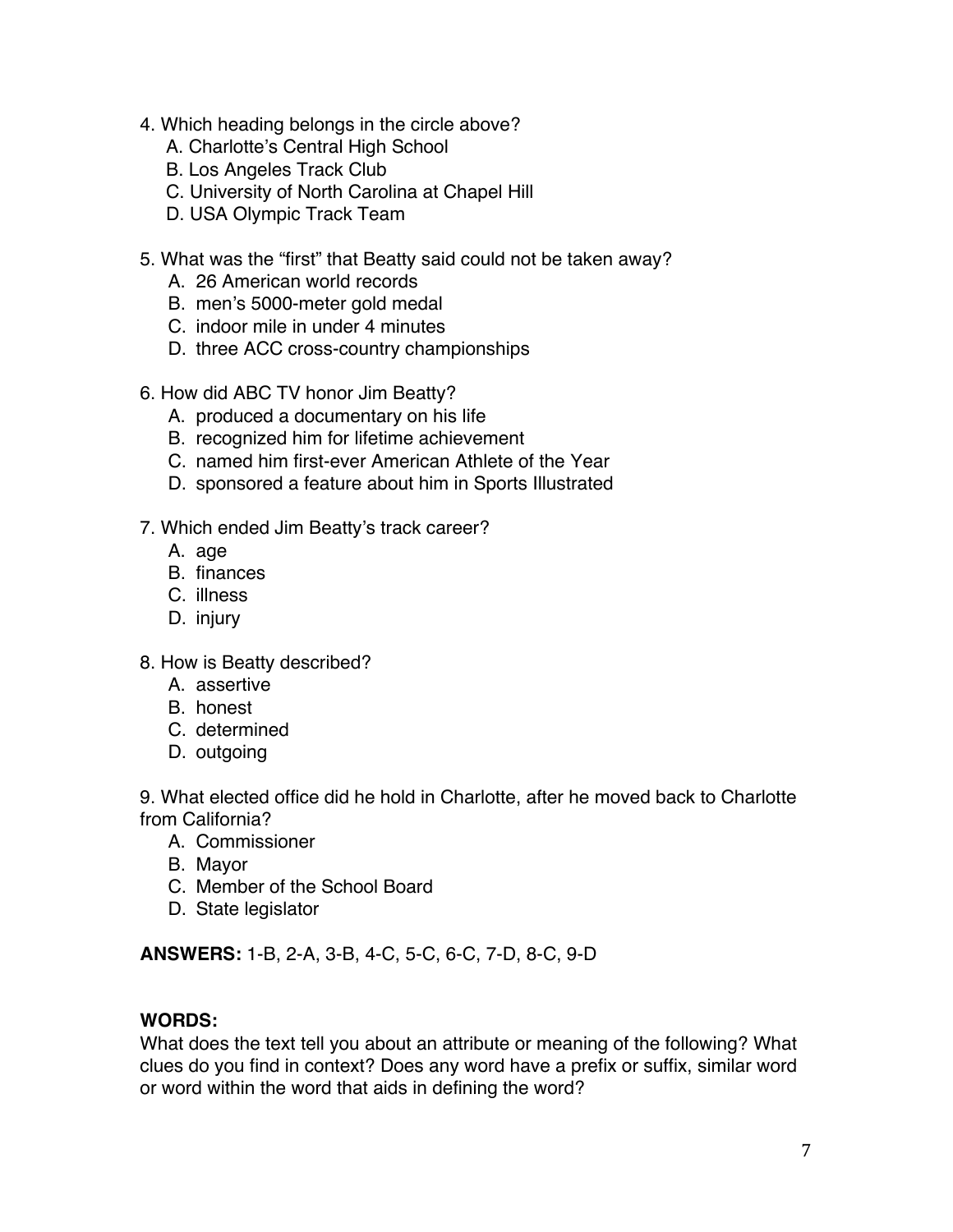4. Which heading belongs in the circle above?
   A. Charlotte's Central High School
   B. Los Angeles Track Club
   C. University of North Carolina at Chapel Hill
   D. USA Olympic Track Team

5. What was the "first" that Beatty said could not be taken away?
   A. 26 American world records
   B. men's 5000-meter gold medal
   C. indoor mile in under 4 minutes
   D. three ACC cross-country championships

6. How did ABC TV honor Jim Beatty?
   A. produced a documentary on his life
   B. recognized him for lifetime achievement
   C. named him first-ever American Athlete of the Year
   D. sponsored a feature about him in Sports Illustrated

7. Which ended Jim Beatty's track career?
   A. age
   B. finances
   C. illness
   D. injury

8. How is Beatty described?
   A. assertive
   B. honest
   C. determined
   D. outgoing

9. What elected office did he hold in Charlotte, after he moved back to Charlotte from California?
   A. Commissioner
   B. Mayor
   C. Member of the School Board
   D. State legislator

**ANSWERS:** 1-B, 2-A, 3-B, 4-C, 5-C, 6-C, 7-D, 8-C, 9-D

**WORDS:**
What does the text tell you about an attribute or meaning of the following? What clues do you find in context? Does any word have a prefix or suffix, similar word or word within the word that aids in defining the word?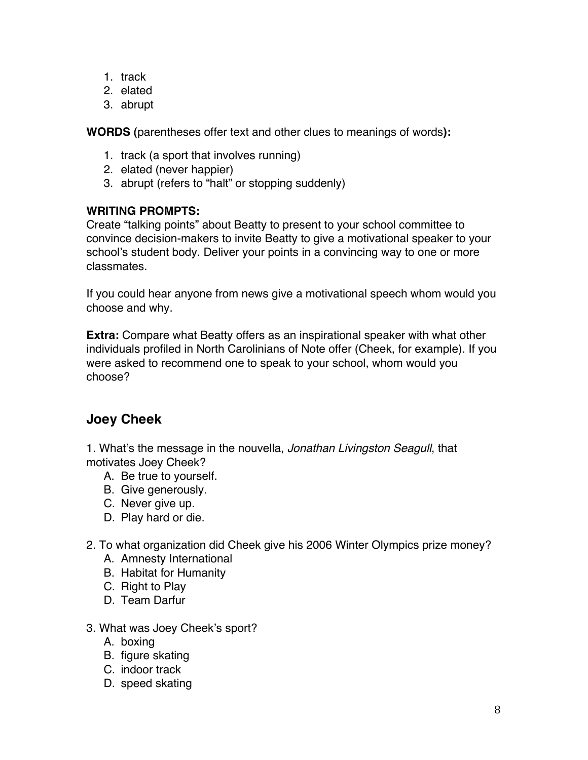1. track
2. elated
3. abrupt

**WORDS (**parentheses offer text and other clues to meanings of words**):**

1. track (a sport that involves running)
2. elated (never happier)
3. abrupt (refers to "halt" or stopping suddenly)

**WRITING PROMPTS:**
Create "talking points" about Beatty to present to your school committee to convince decision-makers to invite Beatty to give a motivational speaker to your school's student body. Deliver your points in a convincing way to one or more classmates.

If you could hear anyone from news give a motivational speech whom would you choose and why.

**Extra:** Compare what Beatty offers as an inspirational speaker with what other individuals profiled in North Carolinians of Note offer (Cheek, for example). If you were asked to recommend one to speak to your school, whom would you choose?

## Joey Cheek

1. What's the message in the nouvella, *Jonathan Livingston Seagull*, that motivates Joey Cheek?
   A. Be true to yourself.
   B. Give generously.
   C. Never give up.
   D. Play hard or die.

2. To what organization did Cheek give his 2006 Winter Olympics prize money?
   A. Amnesty International
   B. Habitat for Humanity
   C. Right to Play
   D. Team Darfur

3. What was Joey Cheek's sport?
   A. boxing
   B. figure skating
   C. indoor track
   D. speed skating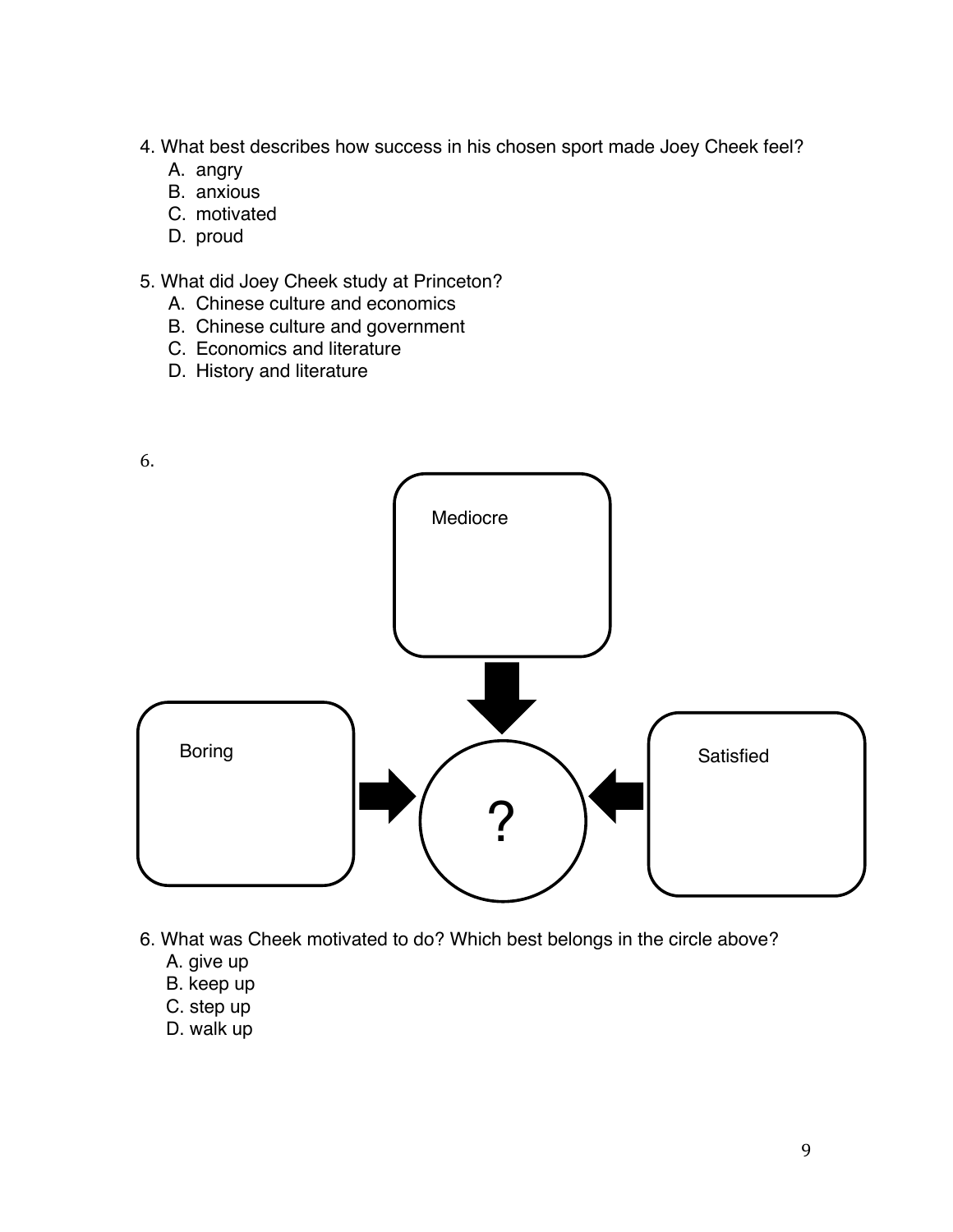4. What best describes how success in his chosen sport made Joey Cheek feel?
   - A. angry
   - B. anxious
   - C. motivated
   - D. proud

5. What did Joey Cheek study at Princeton?
   - A. Chinese culture and economics
   - B. Chinese culture and government
   - C. Economics and literature
   - D. History and literature

6.

Mediocre

Boring

?

Satisfied

6. What was Cheek motivated to do? Which best belongs in the circle above?
   - A. give up
   - B. keep up
   - C. step up
   - D. walk up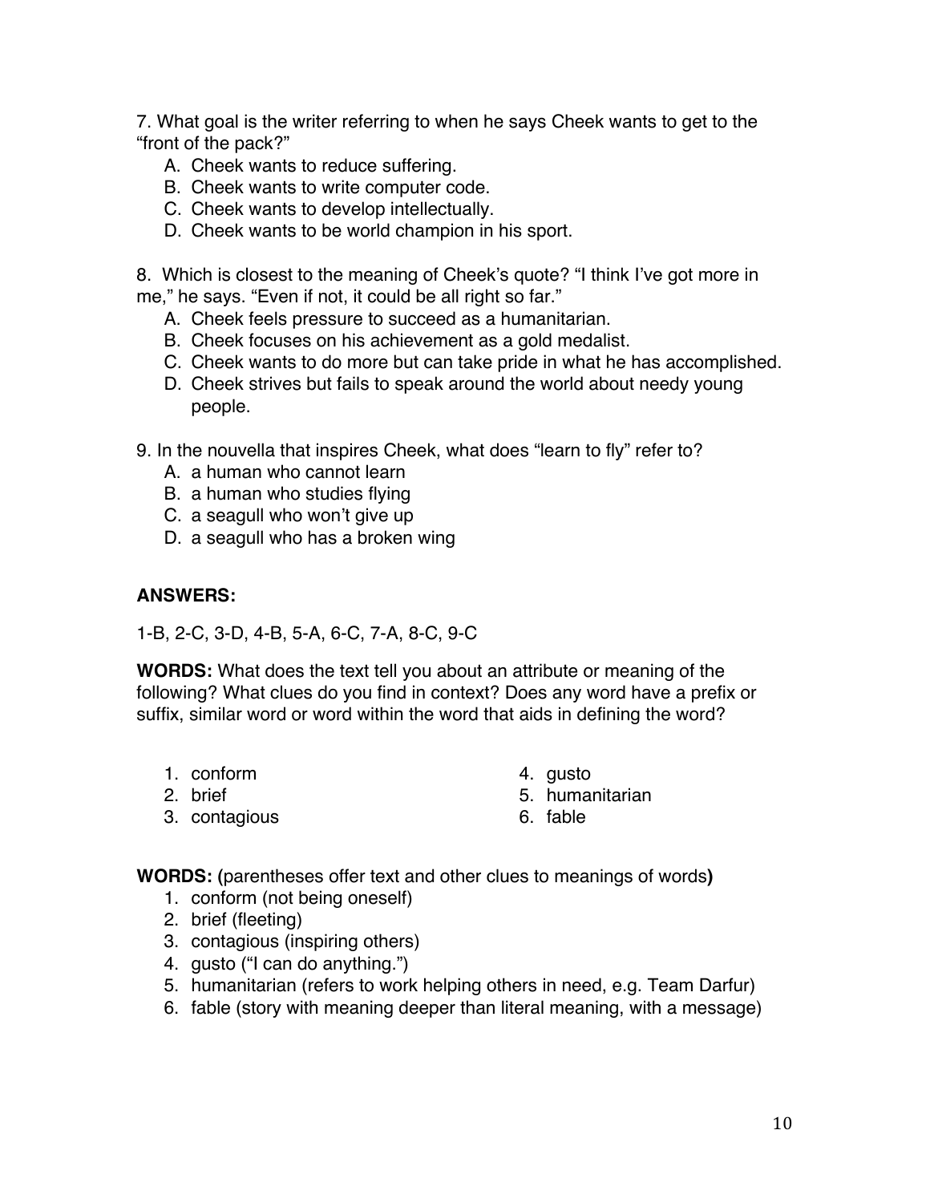7. What goal is the writer referring to when he says Cheek wants to get to the "front of the pack?"

A. Cheek wants to reduce suffering.
B. Cheek wants to write computer code.
C. Cheek wants to develop intellectually.
D. Cheek wants to be world champion in his sport.

8. Which is closest to the meaning of Cheek's quote? "I think I've got more in me," he says. "Even if not, it could be all right so far."

A. Cheek feels pressure to succeed as a humanitarian.
B. Cheek focuses on his achievement as a gold medalist.
C. Cheek wants to do more but can take pride in what he has accomplished.
D. Cheek strives but fails to speak around the world about needy young people.

9. In the nouvella that inspires Cheek, what does "learn to fly" refer to?

A. a human who cannot learn
B. a human who studies flying
C. a seagull who won't give up
D. a seagull who has a broken wing

**ANSWERS:**

1-B, 2-C, 3-D, 4-B, 5-A, 6-C, 7-A, 8-C, 9-C

**WORDS:** What does the text tell you about an attribute or meaning of the following? What clues do you find in context? Does any word have a prefix or suffix, similar word or word within the word that aids in defining the word?

1. conform
2. brief
3. contagious
4. gusto
5. humanitarian
6. fable

**WORDS: (**parentheses offer text and other clues to meanings of words**)**

1. conform (not being oneself)
2. brief (fleeting)
3. contagious (inspiring others)
4. gusto ("I can do anything.")
5. humanitarian (refers to work helping others in need, e.g. Team Darfur)
6. fable (story with meaning deeper than literal meaning, with a message)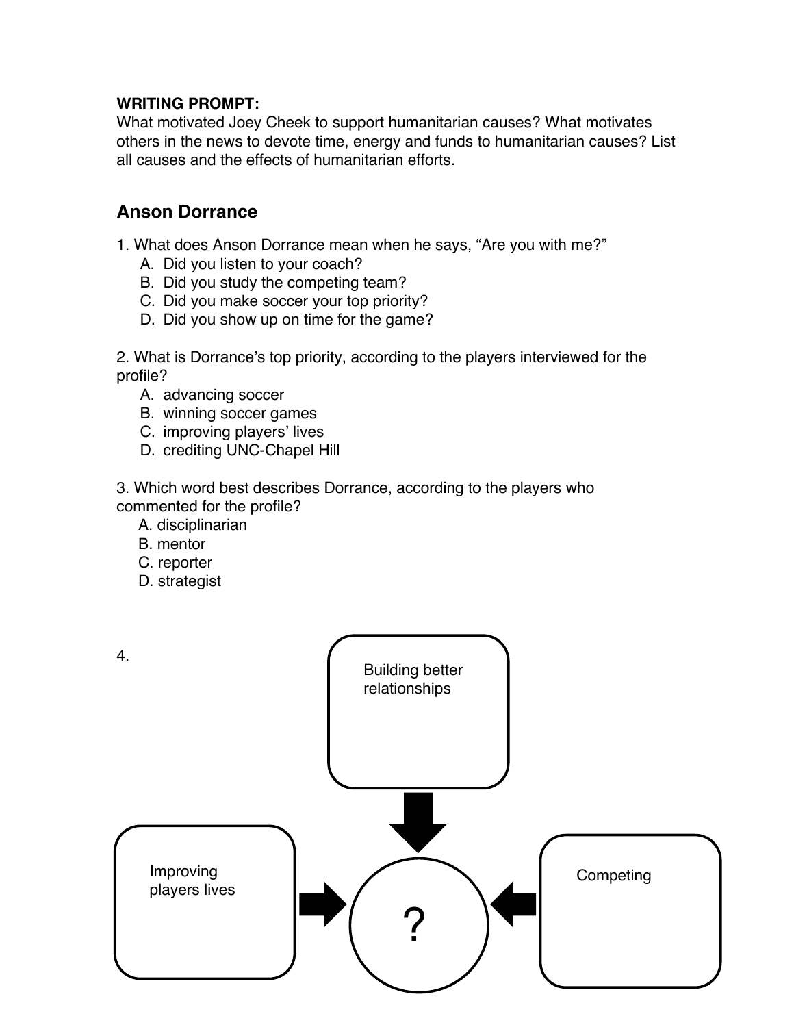**WRITING PROMPT:**
What motivated Joey Cheek to support humanitarian causes? What motivates others in the news to devote time, energy and funds to humanitarian causes? List all causes and the effects of humanitarian efforts.

## Anson Dorrance

1. What does Anson Dorrance mean when he says, "Are you with me?"
   A. Did you listen to your coach?
   B. Did you study the competing team?
   C. Did you make soccer your top priority?
   D. Did you show up on time for the game?

2. What is Dorrance's top priority, according to the players interviewed for the profile?
   A. advancing soccer
   B. winning soccer games
   C. improving players' lives
   D. crediting UNC-Chapel Hill

3. Which word best describes Dorrance, according to the players who commented for the profile?
   A. disciplinarian
   B. mentor
   C. reporter
   D. strategist

4.

Building better relationships

Improving players lives

?

Competing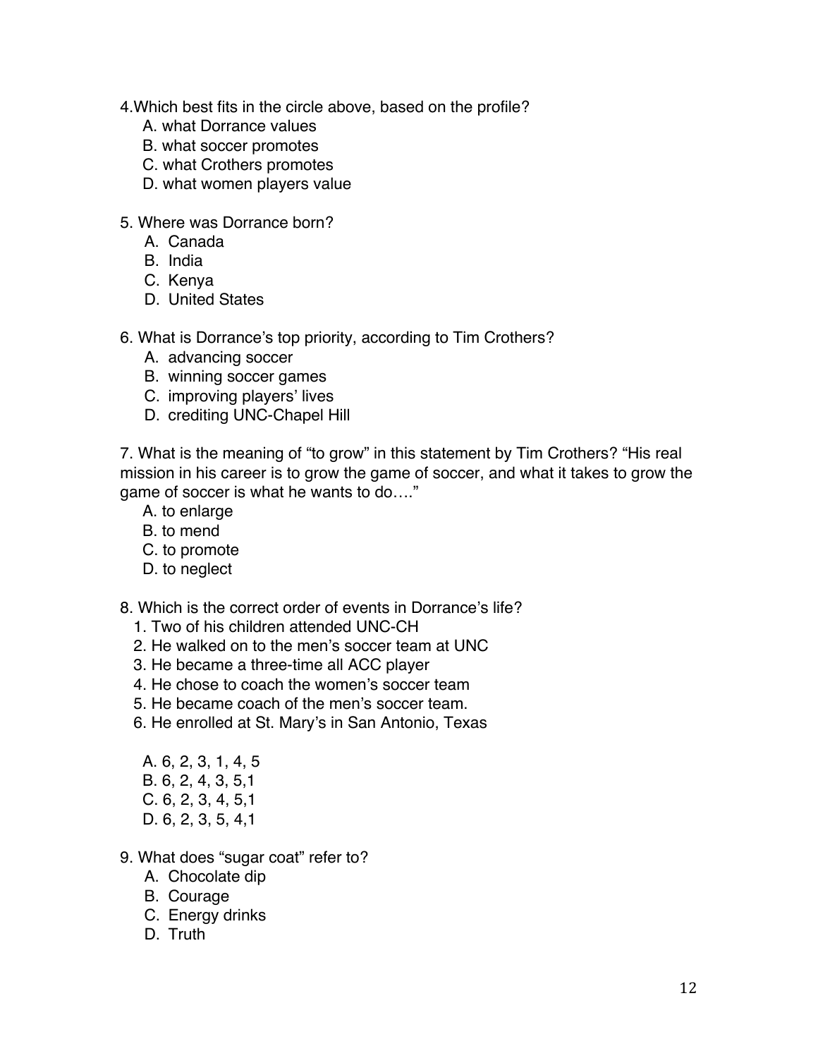4.Which best fits in the circle above, based on the profile?

A. what Dorrance values
B. what soccer promotes
C. what Crothers promotes
D. what women players value

5. Where was Dorrance born?

A. Canada
B. India
C. Kenya
D. United States

6. What is Dorrance's top priority, according to Tim Crothers?

A. advancing soccer
B. winning soccer games
C. improving players' lives
D. crediting UNC-Chapel Hill

7. What is the meaning of "to grow" in this statement by Tim Crothers? "His real mission in his career is to grow the game of soccer, and what it takes to grow the game of soccer is what he wants to do…."

A. to enlarge
B. to mend
C. to promote
D. to neglect

8. Which is the correct order of events in Dorrance's life?

1. Two of his children attended UNC-CH
2. He walked on to the men's soccer team at UNC
3. He became a three-time all ACC player
4. He chose to coach the women's soccer team
5. He became coach of the men's soccer team.
6. He enrolled at St. Mary's in San Antonio, Texas

A. 6, 2, 3, 1, 4, 5
B. 6, 2, 4, 3, 5,1
C. 6, 2, 3, 4, 5,1
D. 6, 2, 3, 5, 4,1

9. What does "sugar coat" refer to?

A. Chocolate dip
B. Courage
C. Energy drinks
D. Truth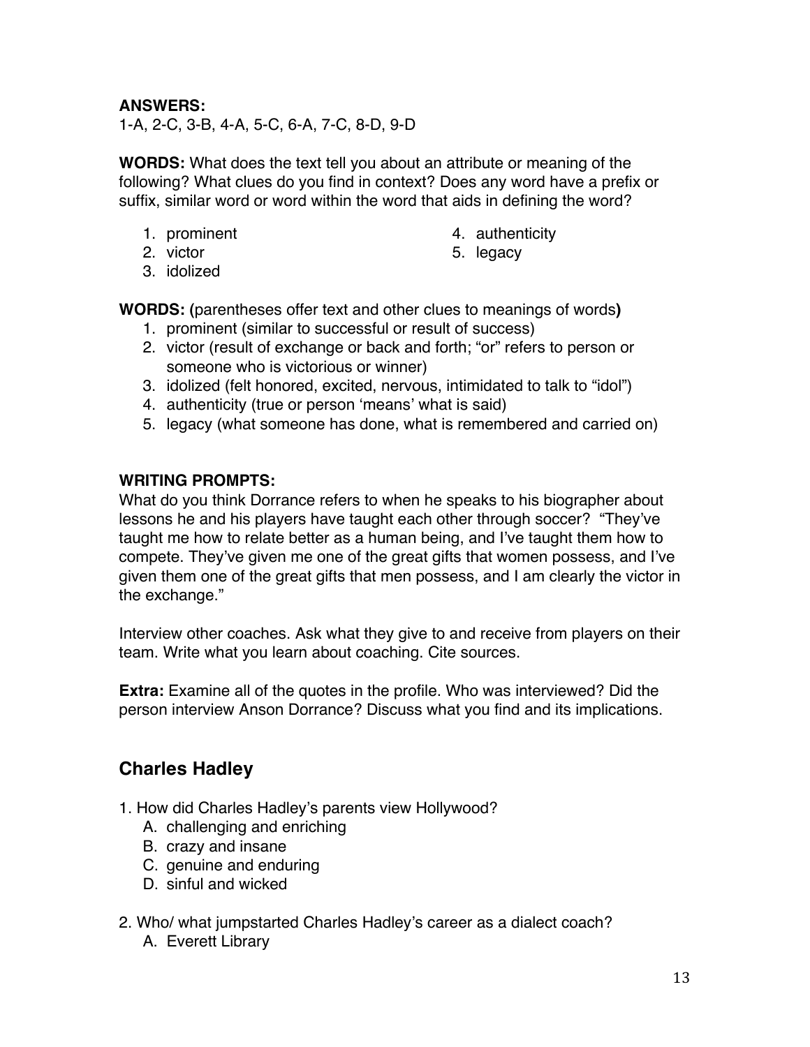**ANSWERS:**
1-A, 2-C, 3-B, 4-A, 5-C, 6-A, 7-C, 8-D, 9-D

**WORDS:** What does the text tell you about an attribute or meaning of the following? What clues do you find in context? Does any word have a prefix or suffix, similar word or word within the word that aids in defining the word?

1. prominent
2. victor
3. idolized
4. authenticity
5. legacy

**WORDS: (**parentheses offer text and other clues to meanings of words**)**

1. prominent (similar to successful or result of success)
2. victor (result of exchange or back and forth; "or" refers to person or someone who is victorious or winner)
3. idolized (felt honored, excited, nervous, intimidated to talk to "idol")
4. authenticity (true or person 'means' what is said)
5. legacy (what someone has done, what is remembered and carried on)

**WRITING PROMPTS:**
What do you think Dorrance refers to when he speaks to his biographer about lessons he and his players have taught each other through soccer? "They've taught me how to relate better as a human being, and I've taught them how to compete. They've given me one of the great gifts that women possess, and I've given them one of the great gifts that men possess, and I am clearly the victor in the exchange."

Interview other coaches. Ask what they give to and receive from players on their team. Write what you learn about coaching. Cite sources.

**Extra:** Examine all of the quotes in the profile. Who was interviewed? Did the person interview Anson Dorrance? Discuss what you find and its implications.

## Charles Hadley

1. How did Charles Hadley's parents view Hollywood?
   A. challenging and enriching
   B. crazy and insane
   C. genuine and enduring
   D. sinful and wicked

2. Who/ what jumpstarted Charles Hadley's career as a dialect coach?
   A. Everett Library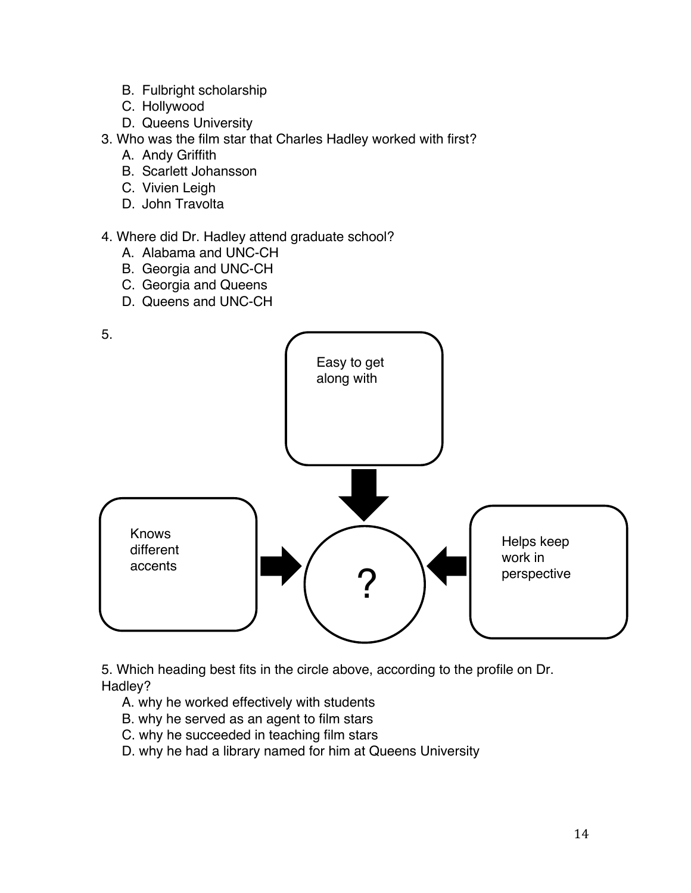B. Fulbright scholarship
C. Hollywood
D. Queens University

3. Who was the film star that Charles Hadley worked with first?
   A. Andy Griffith
   B. Scarlett Johansson
   C. Vivien Leigh
   D. John Travolta

4. Where did Dr. Hadley attend graduate school?
   A. Alabama and UNC-CH
   B. Georgia and UNC-CH
   C. Georgia and Queens
   D. Queens and UNC-CH

5.

Easy to get along with

Knows different accents

?

Helps keep work in perspective

5. Which heading best fits in the circle above, according to the profile on Dr. Hadley?
   A. why he worked effectively with students
   B. why he served as an agent to film stars
   C. why he succeeded in teaching film stars
   D. why he had a library named for him at Queens University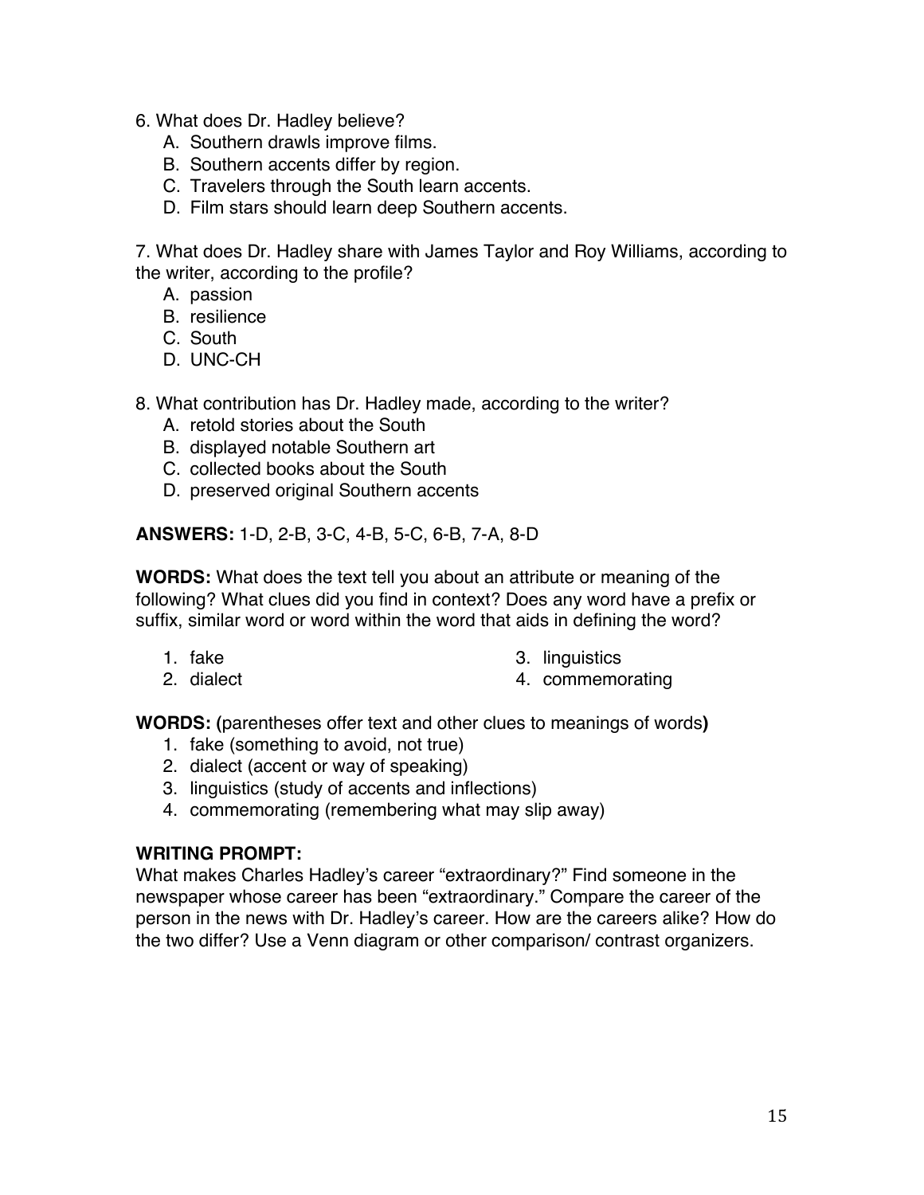6. What does Dr. Hadley believe?

   A. Southern drawls improve films.
   B. Southern accents differ by region.
   C. Travelers through the South learn accents.
   D. Film stars should learn deep Southern accents.

7. What does Dr. Hadley share with James Taylor and Roy Williams, according to the writer, according to the profile?

   A. passion
   B. resilience
   C. South
   D. UNC-CH

8. What contribution has Dr. Hadley made, according to the writer?

   A. retold stories about the South
   B. displayed notable Southern art
   C. collected books about the South
   D. preserved original Southern accents

**ANSWERS:** 1-D, 2-B, 3-C, 4-B, 5-C, 6-B, 7-A, 8-D

**WORDS:** What does the text tell you about an attribute or meaning of the following? What clues did you find in context? Does any word have a prefix or suffix, similar word or word within the word that aids in defining the word?

1. fake
2. dialect
3. linguistics
4. commemorating

**WORDS: (**parentheses offer text and other clues to meanings of words**)**

1. fake (something to avoid, not true)
2. dialect (accent or way of speaking)
3. linguistics (study of accents and inflections)
4. commemorating (remembering what may slip away)

**WRITING PROMPT:**

What makes Charles Hadley's career "extraordinary?" Find someone in the newspaper whose career has been "extraordinary." Compare the career of the person in the news with Dr. Hadley's career. How are the careers alike? How do the two differ? Use a Venn diagram or other comparison/ contrast organizers.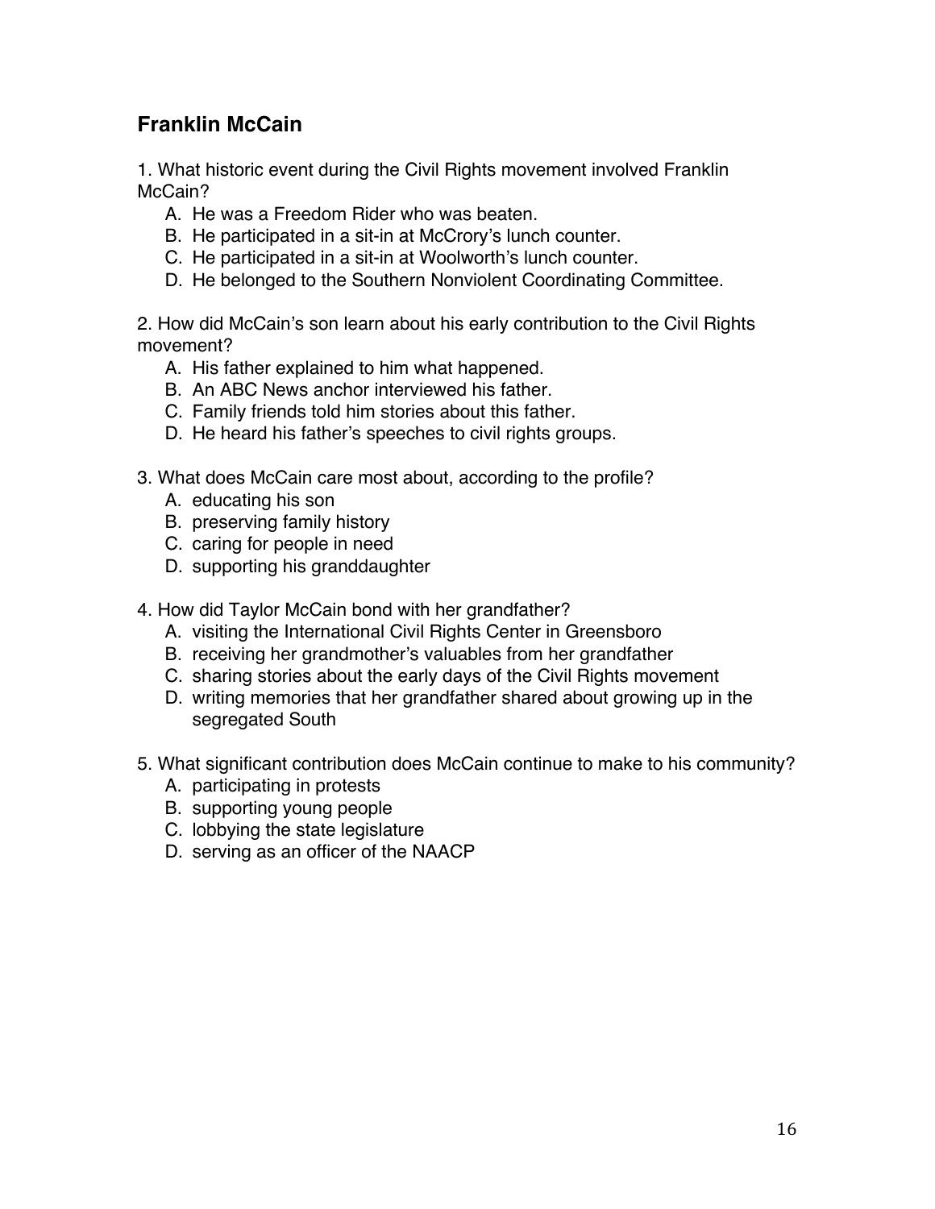## Franklin McCain

1. What historic event during the Civil Rights movement involved Franklin McCain?
   A. He was a Freedom Rider who was beaten.
   B. He participated in a sit-in at McCrory's lunch counter.
   C. He participated in a sit-in at Woolworth's lunch counter.
   D. He belonged to the Southern Nonviolent Coordinating Committee.

2. How did McCain's son learn about his early contribution to the Civil Rights movement?
   A. His father explained to him what happened.
   B. An ABC News anchor interviewed his father.
   C. Family friends told him stories about this father.
   D. He heard his father's speeches to civil rights groups.

3. What does McCain care most about, according to the profile?
   A. educating his son
   B. preserving family history
   C. caring for people in need
   D. supporting his granddaughter

4. How did Taylor McCain bond with her grandfather?
   A. visiting the International Civil Rights Center in Greensboro
   B. receiving her grandmother's valuables from her grandfather
   C. sharing stories about the early days of the Civil Rights movement
   D. writing memories that her grandfather shared about growing up in the segregated South

5. What significant contribution does McCain continue to make to his community?
   A. participating in protests
   B. supporting young people
   C. lobbying the state legislature
   D. serving as an officer of the NAACP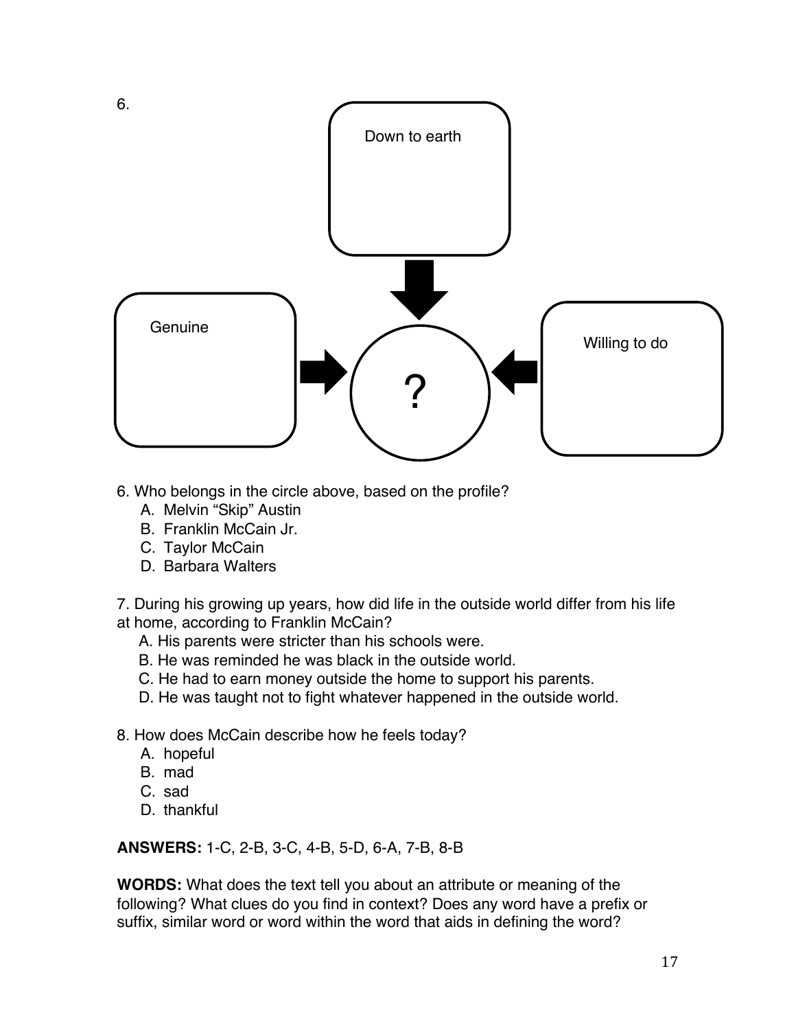6.

Down to earth

Genuine

Willing to do

?

6. Who belongs in the circle above, based on the profile?

A. Melvin "Skip" Austin
B. Franklin McCain Jr.
C. Taylor McCain
D. Barbara Walters

7. During his growing up years, how did life in the outside world differ from his life at home, according to Franklin McCain?

A. His parents were stricter than his schools were.
B. He was reminded he was black in the outside world.
C. He had to earn money outside the home to support his parents.
D. He was taught not to fight whatever happened in the outside world.

8. How does McCain describe how he feels today?

A. hopeful
B. mad
C. sad
D. thankful

**ANSWERS:** 1-C, 2-B, 3-C, 4-B, 5-D, 6-A, 7-B, 8-B

**WORDS:** What does the text tell you about an attribute or meaning of the following? What clues do you find in context? Does any word have a prefix or suffix, similar word or word within the word that aids in defining the word?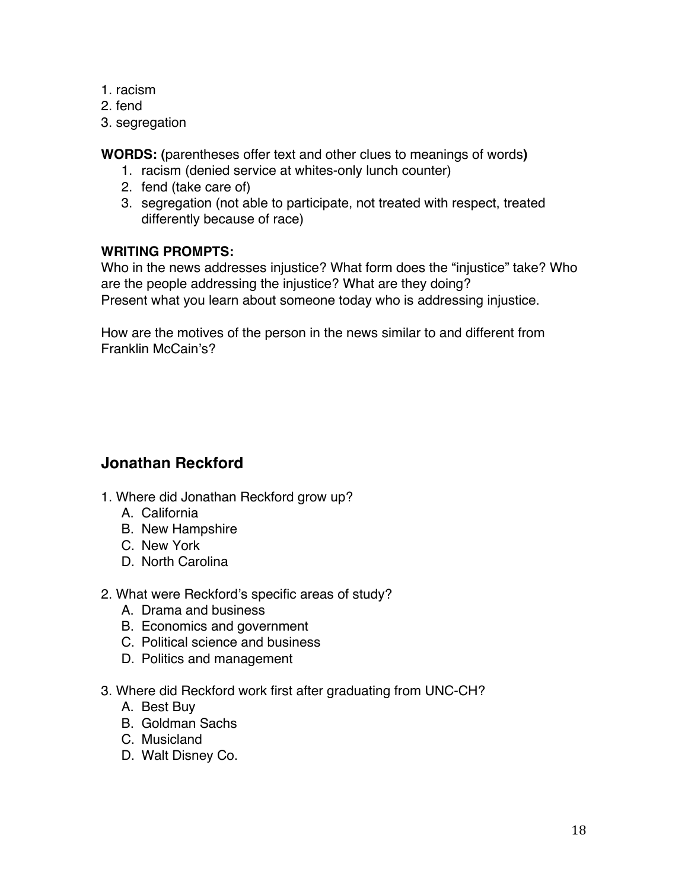1. racism
2. fend
3. segregation

**WORDS:** (parentheses offer text and other clues to meanings of words)

1. racism (denied service at whites-only lunch counter)
2. fend (take care of)
3. segregation (not able to participate, not treated with respect, treated differently because of race)

**WRITING PROMPTS:**

Who in the news addresses injustice? What form does the "injustice" take? Who are the people addressing the injustice? What are they doing?
Present what you learn about someone today who is addressing injustice.

How are the motives of the person in the news similar to and different from Franklin McCain's?

## Jonathan Reckford

1. Where did Jonathan Reckford grow up?
   A. California
   B. New Hampshire
   C. New York
   D. North Carolina

2. What were Reckford's specific areas of study?
   A. Drama and business
   B. Economics and government
   C. Political science and business
   D. Politics and management

3. Where did Reckford work first after graduating from UNC-CH?
   A. Best Buy
   B. Goldman Sachs
   C. Musicland
   D. Walt Disney Co.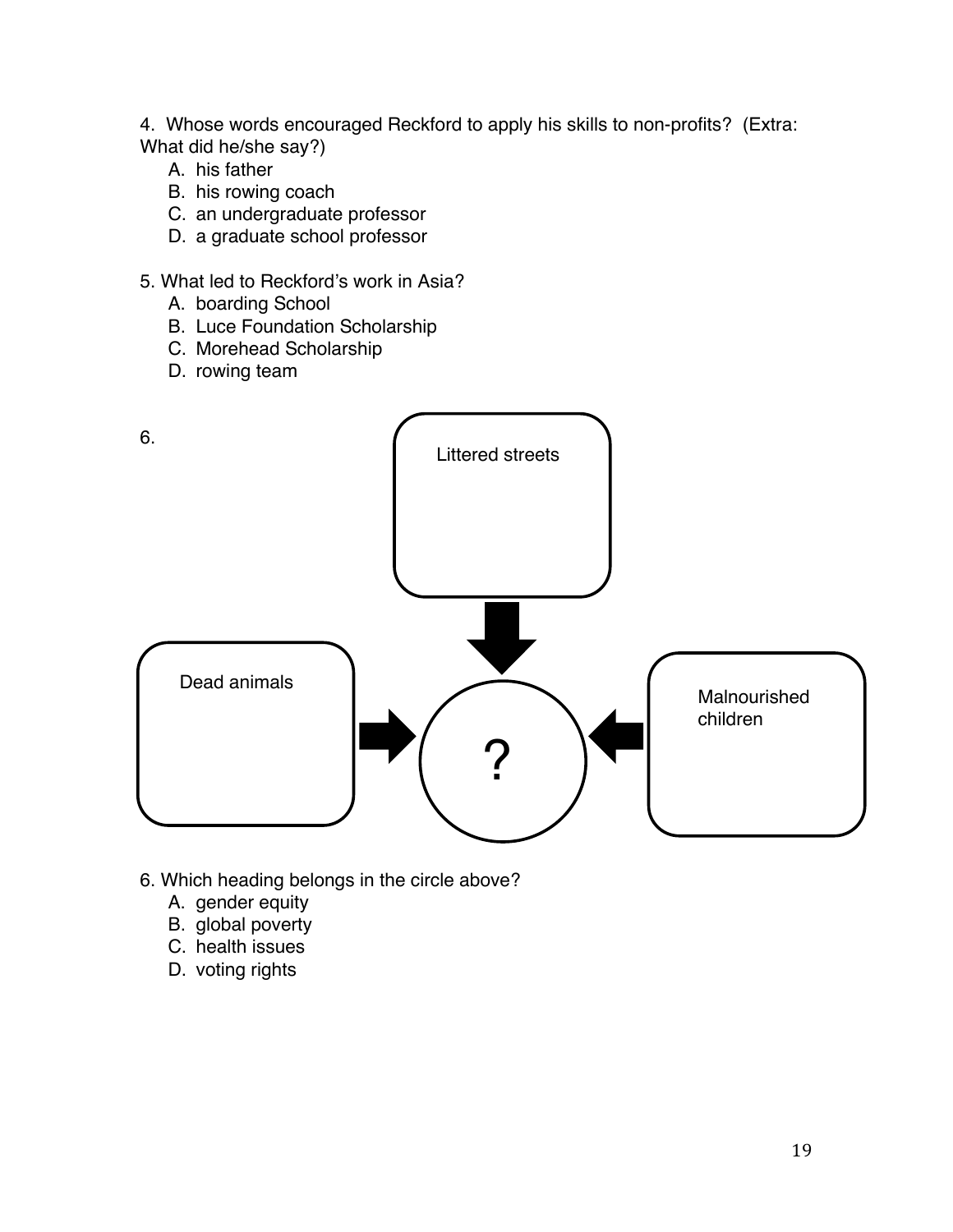4. Whose words encouraged Reckford to apply his skills to non-profits? (Extra: What did he/she say?)

   A. his father
   B. his rowing coach
   C. an undergraduate professor
   D. a graduate school professor

5. What led to Reckford's work in Asia?

   A. boarding School
   B. Luce Foundation Scholarship
   C. Morehead Scholarship
   D. rowing team

6.

Littered streets

Dead animals

?

Malnourished children

6. Which heading belongs in the circle above?

   A. gender equity
   B. global poverty
   C. health issues
   D. voting rights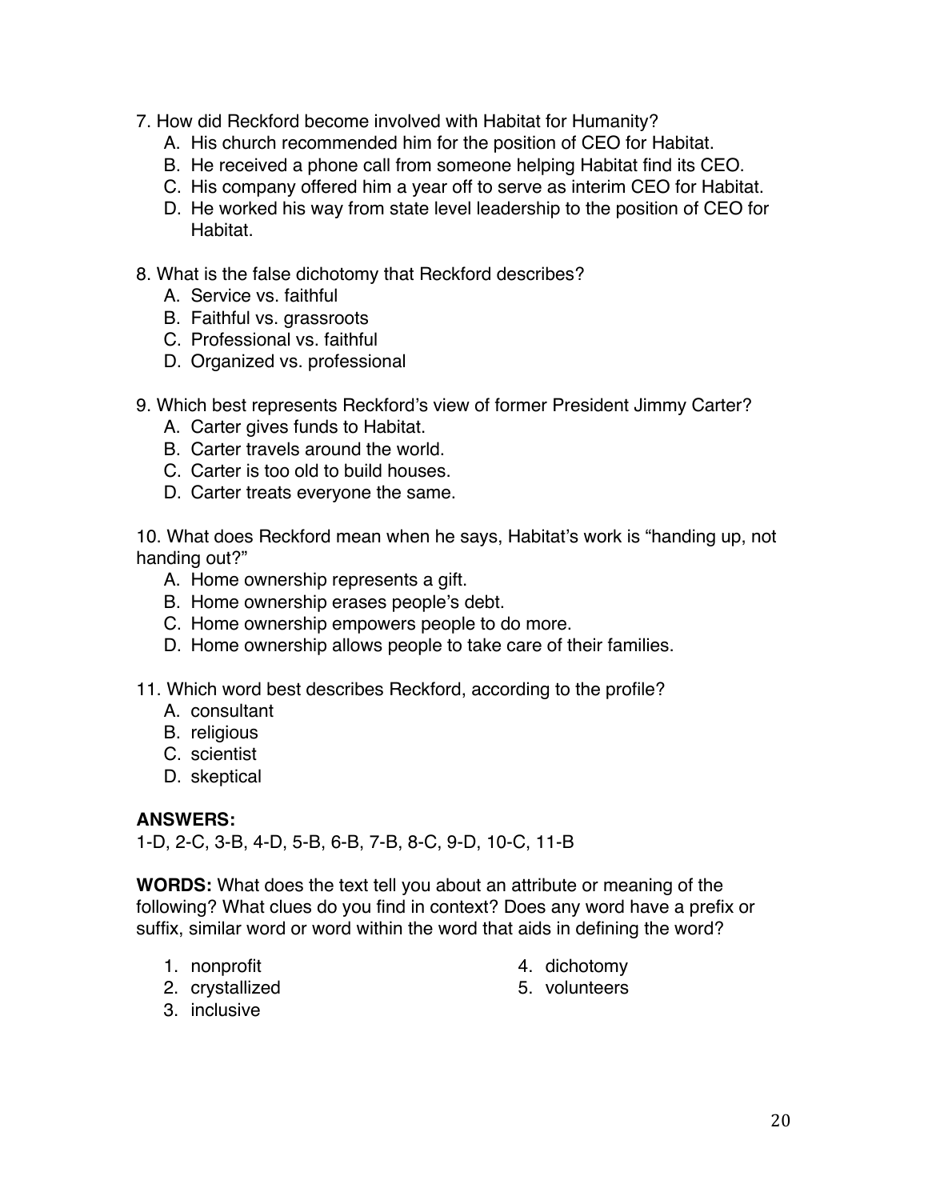7. How did Reckford become involved with Habitat for Humanity?
   A. His church recommended him for the position of CEO for Habitat.
   B. He received a phone call from someone helping Habitat find its CEO.
   C. His company offered him a year off to serve as interim CEO for Habitat.
   D. He worked his way from state level leadership to the position of CEO for Habitat.

8. What is the false dichotomy that Reckford describes?
   A. Service vs. faithful
   B. Faithful vs. grassroots
   C. Professional vs. faithful
   D. Organized vs. professional

9. Which best represents Reckford's view of former President Jimmy Carter?
   A. Carter gives funds to Habitat.
   B. Carter travels around the world.
   C. Carter is too old to build houses.
   D. Carter treats everyone the same.

10. What does Reckford mean when he says, Habitat's work is "handing up, not handing out?"
   A. Home ownership represents a gift.
   B. Home ownership erases people's debt.
   C. Home ownership empowers people to do more.
   D. Home ownership allows people to take care of their families.

11. Which word best describes Reckford, according to the profile?
   A. consultant
   B. religious
   C. scientist
   D. skeptical

**ANSWERS:**
1-D, 2-C, 3-B, 4-D, 5-B, 6-B, 7-B, 8-C, 9-D, 10-C, 11-B

**WORDS:** What does the text tell you about an attribute or meaning of the following? What clues do you find in context? Does any word have a prefix or suffix, similar word or word within the word that aids in defining the word?

1. nonprofit
2. crystallized
3. inclusive
4. dichotomy
5. volunteers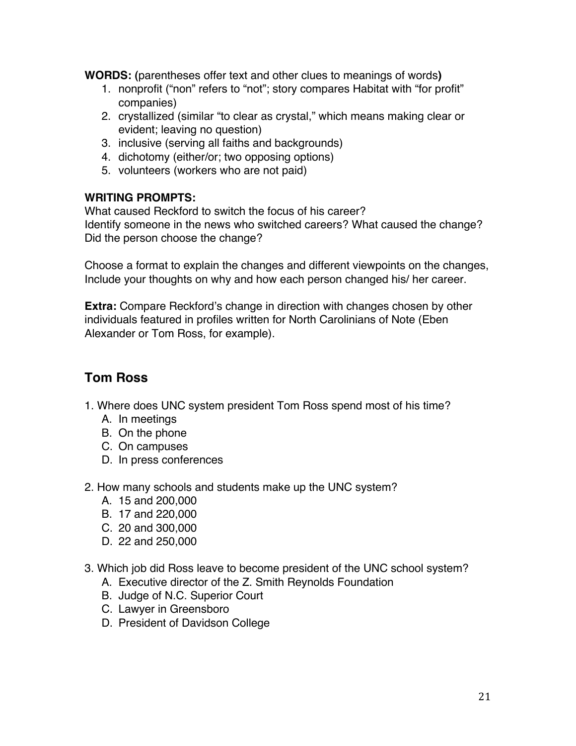**WORDS: (**parentheses offer text and other clues to meanings of words**)**

1. nonprofit ("non" refers to "not"; story compares Habitat with "for profit" companies)
2. crystallized (similar "to clear as crystal," which means making clear or evident; leaving no question)
3. inclusive (serving all faiths and backgrounds)
4. dichotomy (either/or; two opposing options)
5. volunteers (workers who are not paid)

**WRITING PROMPTS:**

What caused Reckford to switch the focus of his career?
Identify someone in the news who switched careers? What caused the change? Did the person choose the change?

Choose a format to explain the changes and different viewpoints on the changes, Include your thoughts on why and how each person changed his/ her career.

**Extra:** Compare Reckford's change in direction with changes chosen by other individuals featured in profiles written for North Carolinians of Note (Eben Alexander or Tom Ross, for example).

## Tom Ross

1. Where does UNC system president Tom Ross spend most of his time?
   - A. In meetings
   - B. On the phone
   - C. On campuses
   - D. In press conferences

2. How many schools and students make up the UNC system?
   - A. 15 and 200,000
   - B. 17 and 220,000
   - C. 20 and 300,000
   - D. 22 and 250,000

3. Which job did Ross leave to become president of the UNC school system?
   - A. Executive director of the Z. Smith Reynolds Foundation
   - B. Judge of N.C. Superior Court
   - C. Lawyer in Greensboro
   - D. President of Davidson College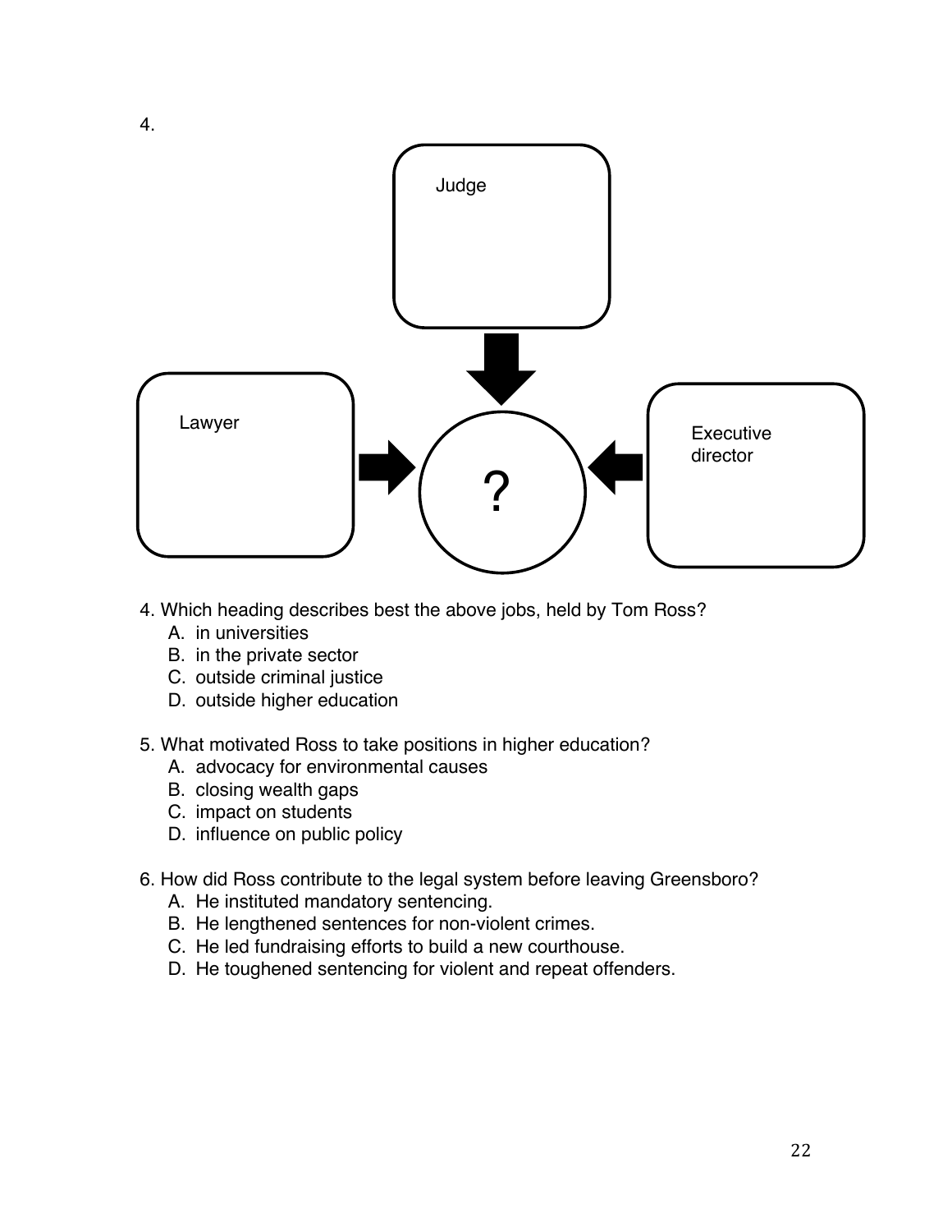4.

Judge

Lawyer

?

Executive director

4. Which heading describes best the above jobs, held by Tom Ross?
   A. in universities
   B. in the private sector
   C. outside criminal justice
   D. outside higher education

5. What motivated Ross to take positions in higher education?
   A. advocacy for environmental causes
   B. closing wealth gaps
   C. impact on students
   D. influence on public policy

6. How did Ross contribute to the legal system before leaving Greensboro?
   A. He instituted mandatory sentencing.
   B. He lengthened sentences for non-violent crimes.
   C. He led fundraising efforts to build a new courthouse.
   D. He toughened sentencing for violent and repeat offenders.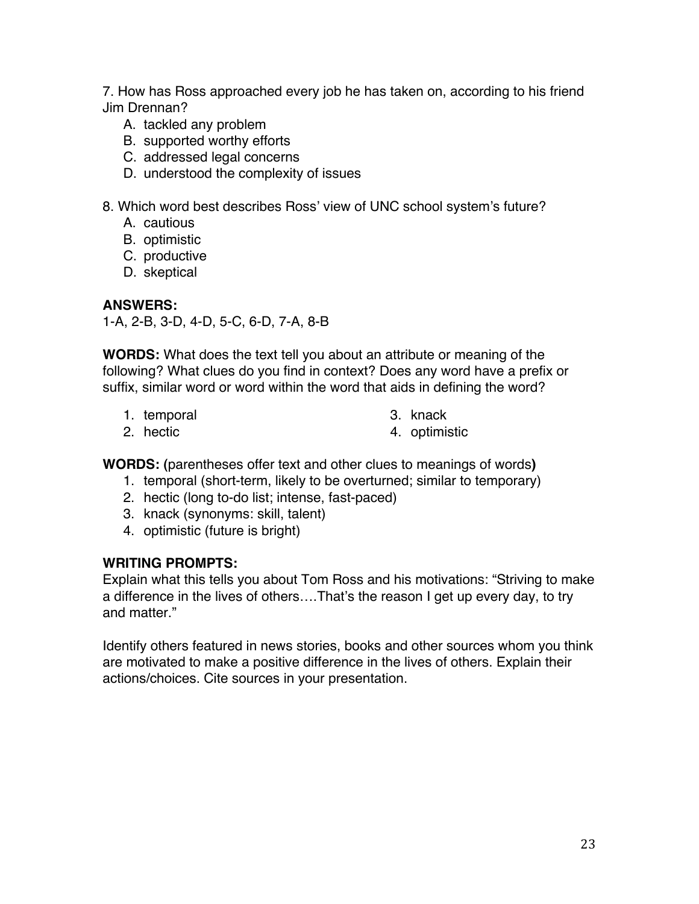7. How has Ross approached every job he has taken on, according to his friend Jim Drennan?

   A. tackled any problem
   B. supported worthy efforts
   C. addressed legal concerns
   D. understood the complexity of issues

8. Which word best describes Ross' view of UNC school system's future?

   A. cautious
   B. optimistic
   C. productive
   D. skeptical

**ANSWERS:**
1-A, 2-B, 3-D, 4-D, 5-C, 6-D, 7-A, 8-B

**WORDS:** What does the text tell you about an attribute or meaning of the following? What clues do you find in context? Does any word have a prefix or suffix, similar word or word within the word that aids in defining the word?

1. temporal
2. hectic
3. knack
4. optimistic

**WORDS: (**parentheses offer text and other clues to meanings of words**)**

1. temporal (short-term, likely to be overturned; similar to temporary)
2. hectic (long to-do list; intense, fast-paced)
3. knack (synonyms: skill, talent)
4. optimistic (future is bright)

**WRITING PROMPTS:**
Explain what this tells you about Tom Ross and his motivations: "Striving to make a difference in the lives of others….That's the reason I get up every day, to try and matter."

Identify others featured in news stories, books and other sources whom you think are motivated to make a positive difference in the lives of others. Explain their actions/choices. Cite sources in your presentation.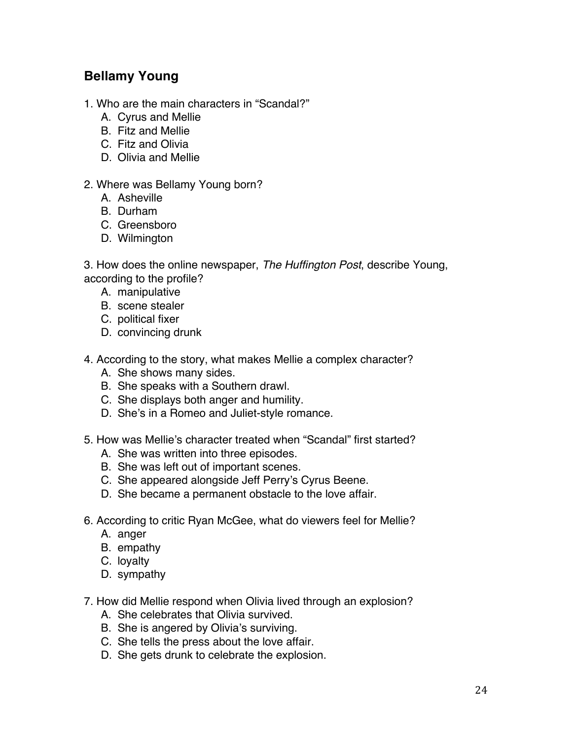## Bellamy Young

1. Who are the main characters in "Scandal?"
   A. Cyrus and Mellie
   B. Fitz and Mellie
   C. Fitz and Olivia
   D. Olivia and Mellie

2. Where was Bellamy Young born?
   A. Asheville
   B. Durham
   C. Greensboro
   D. Wilmington

3. How does the online newspaper, *The Huffington Post*, describe Young, according to the profile?
   A. manipulative
   B. scene stealer
   C. political fixer
   D. convincing drunk

4. According to the story, what makes Mellie a complex character?
   A. She shows many sides.
   B. She speaks with a Southern drawl.
   C. She displays both anger and humility.
   D. She's in a Romeo and Juliet-style romance.

5. How was Mellie's character treated when "Scandal" first started?
   A. She was written into three episodes.
   B. She was left out of important scenes.
   C. She appeared alongside Jeff Perry's Cyrus Beene.
   D. She became a permanent obstacle to the love affair.

6. According to critic Ryan McGee, what do viewers feel for Mellie?
   A. anger
   B. empathy
   C. loyalty
   D. sympathy

7. How did Mellie respond when Olivia lived through an explosion?
   A. She celebrates that Olivia survived.
   B. She is angered by Olivia's surviving.
   C. She tells the press about the love affair.
   D. She gets drunk to celebrate the explosion.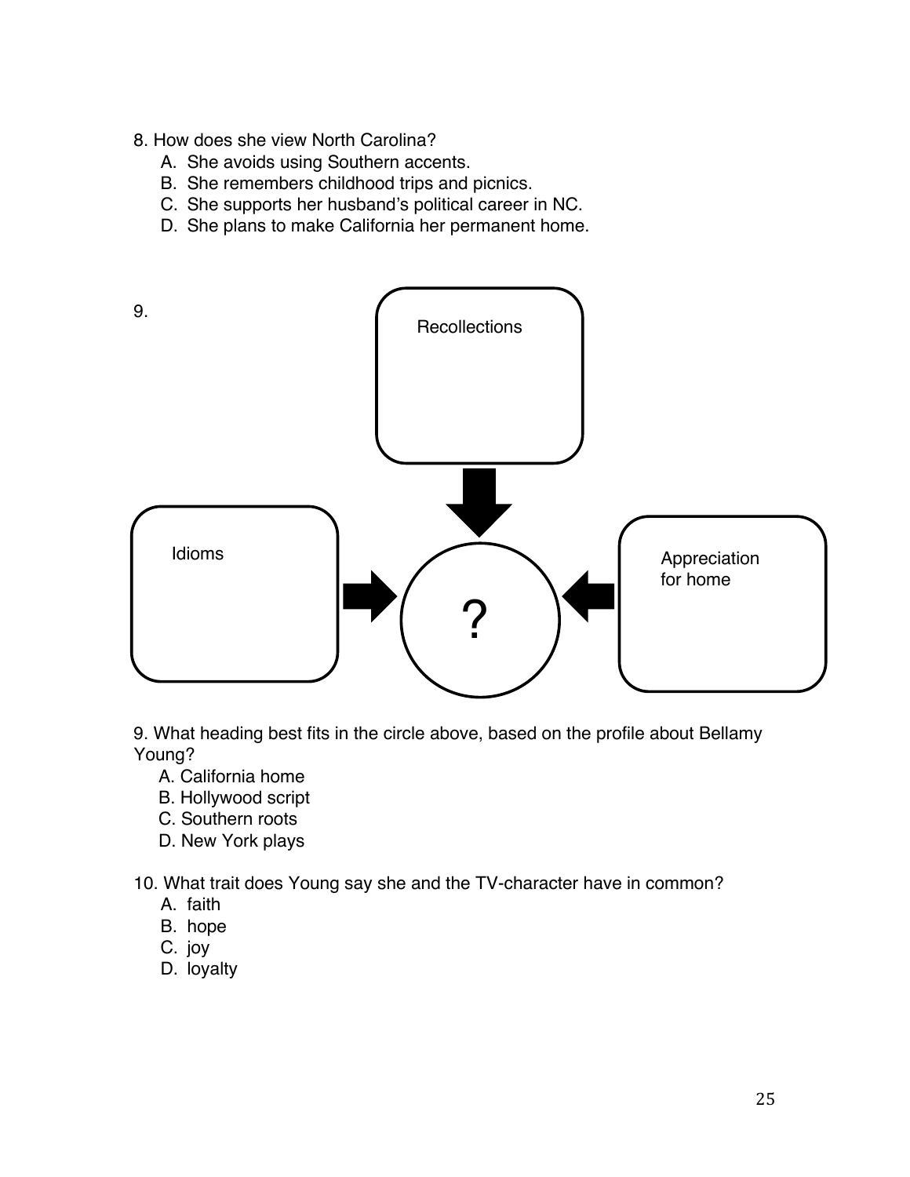8. How does she view North Carolina?
   A. She avoids using Southern accents.
   B. She remembers childhood trips and picnics.
   C. She supports her husband's political career in NC.
   D. She plans to make California her permanent home.

9.

Recollections

Idioms

?

Appreciation for home

9. What heading best fits in the circle above, based on the profile about Bellamy Young?
   A. California home
   B. Hollywood script
   C. Southern roots
   D. New York plays

10. What trait does Young say she and the TV-character have in common?
   A. faith
   B. hope
   C. joy
   D. loyalty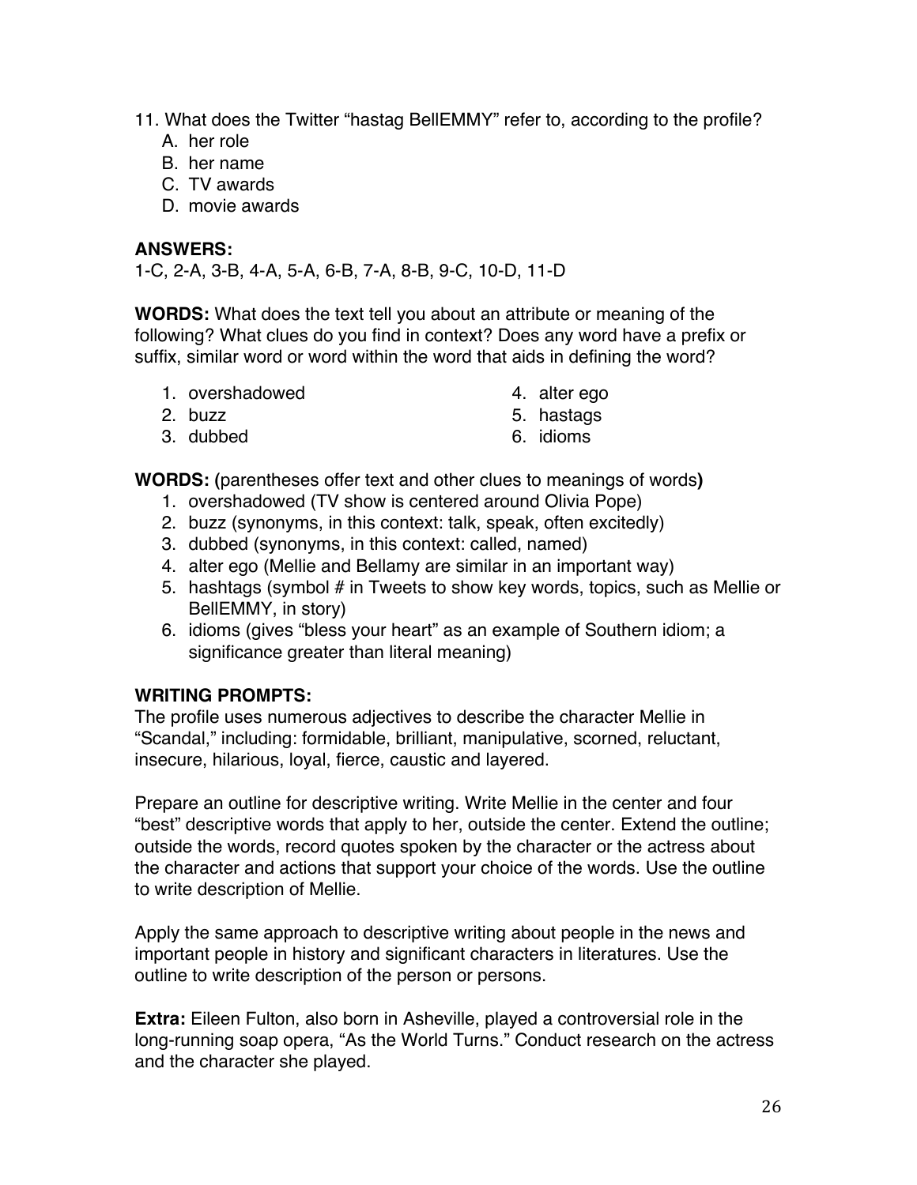11. What does the Twitter "hastag BellEMMY" refer to, according to the profile?
    A. her role
    B. her name
    C. TV awards
    D. movie awards

**ANSWERS:**
1-C, 2-A, 3-B, 4-A, 5-A, 6-B, 7-A, 8-B, 9-C, 10-D, 11-D

**WORDS:** What does the text tell you about an attribute or meaning of the following? What clues do you find in context? Does any word have a prefix or suffix, similar word or word within the word that aids in defining the word?

1. overshadowed
2. buzz
3. dubbed
4. alter ego
5. hastags
6. idioms

**WORDS: (**parentheses offer text and other clues to meanings of words**)**

1. overshadowed (TV show is centered around Olivia Pope)
2. buzz (synonyms, in this context: talk, speak, often excitedly)
3. dubbed (synonyms, in this context: called, named)
4. alter ego (Mellie and Bellamy are similar in an important way)
5. hashtags (symbol # in Tweets to show key words, topics, such as Mellie or BellEMMY, in story)
6. idioms (gives "bless your heart" as an example of Southern idiom; a significance greater than literal meaning)

**WRITING PROMPTS:**
The profile uses numerous adjectives to describe the character Mellie in "Scandal," including: formidable, brilliant, manipulative, scorned, reluctant, insecure, hilarious, loyal, fierce, caustic and layered.

Prepare an outline for descriptive writing. Write Mellie in the center and four "best" descriptive words that apply to her, outside the center. Extend the outline; outside the words, record quotes spoken by the character or the actress about the character and actions that support your choice of the words. Use the outline to write description of Mellie.

Apply the same approach to descriptive writing about people in the news and important people in history and significant characters in literatures. Use the outline to write description of the person or persons.

**Extra:** Eileen Fulton, also born in Asheville, played a controversial role in the long-running soap opera, "As the World Turns." Conduct research on the actress and the character she played.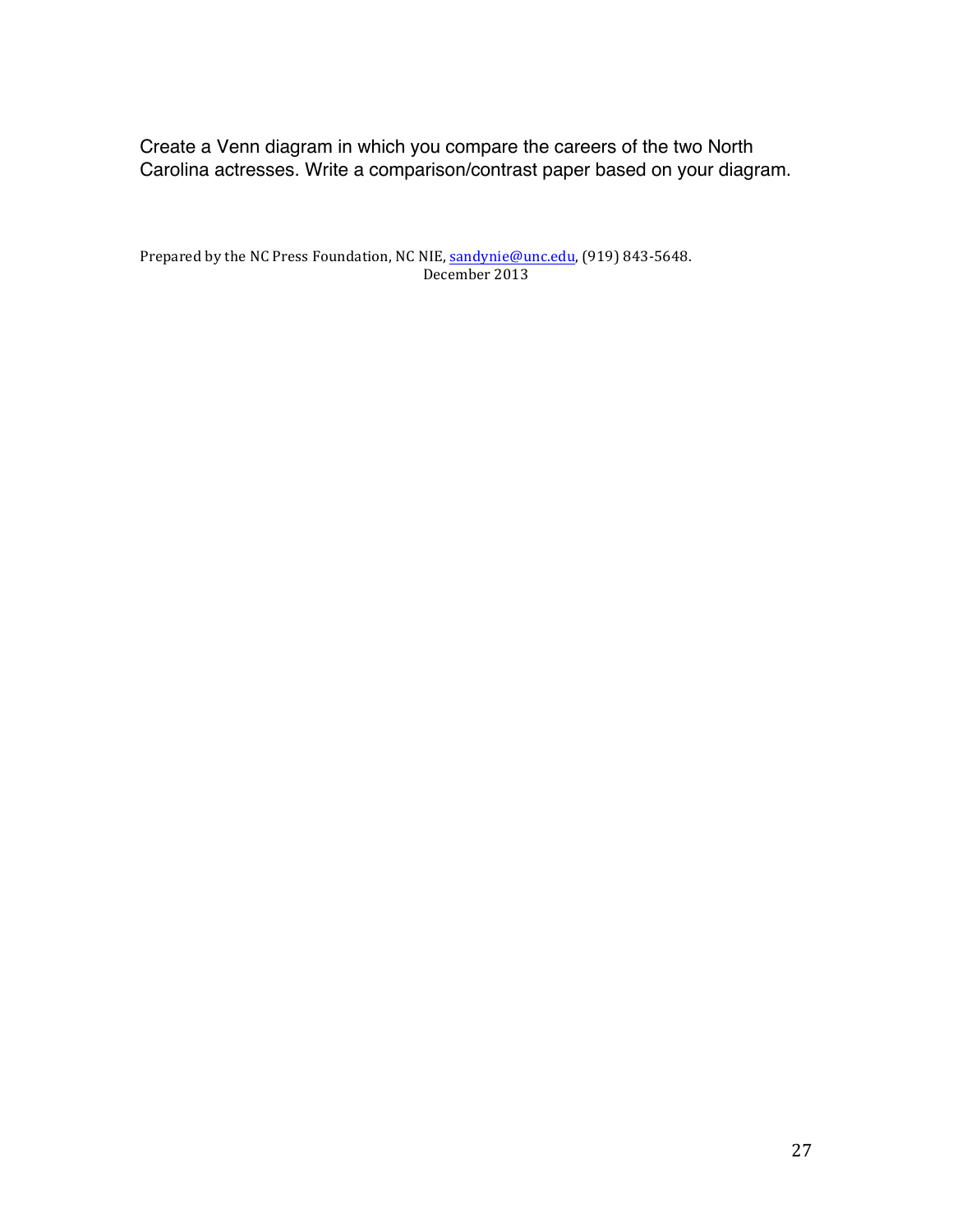Create a Venn diagram in which you compare the careers of the two North Carolina actresses. Write a comparison/contrast paper based on your diagram.

Prepared by the NC Press Foundation, NC NIE, sandynie@unc.edu, (919) 843-5648.
December 2013